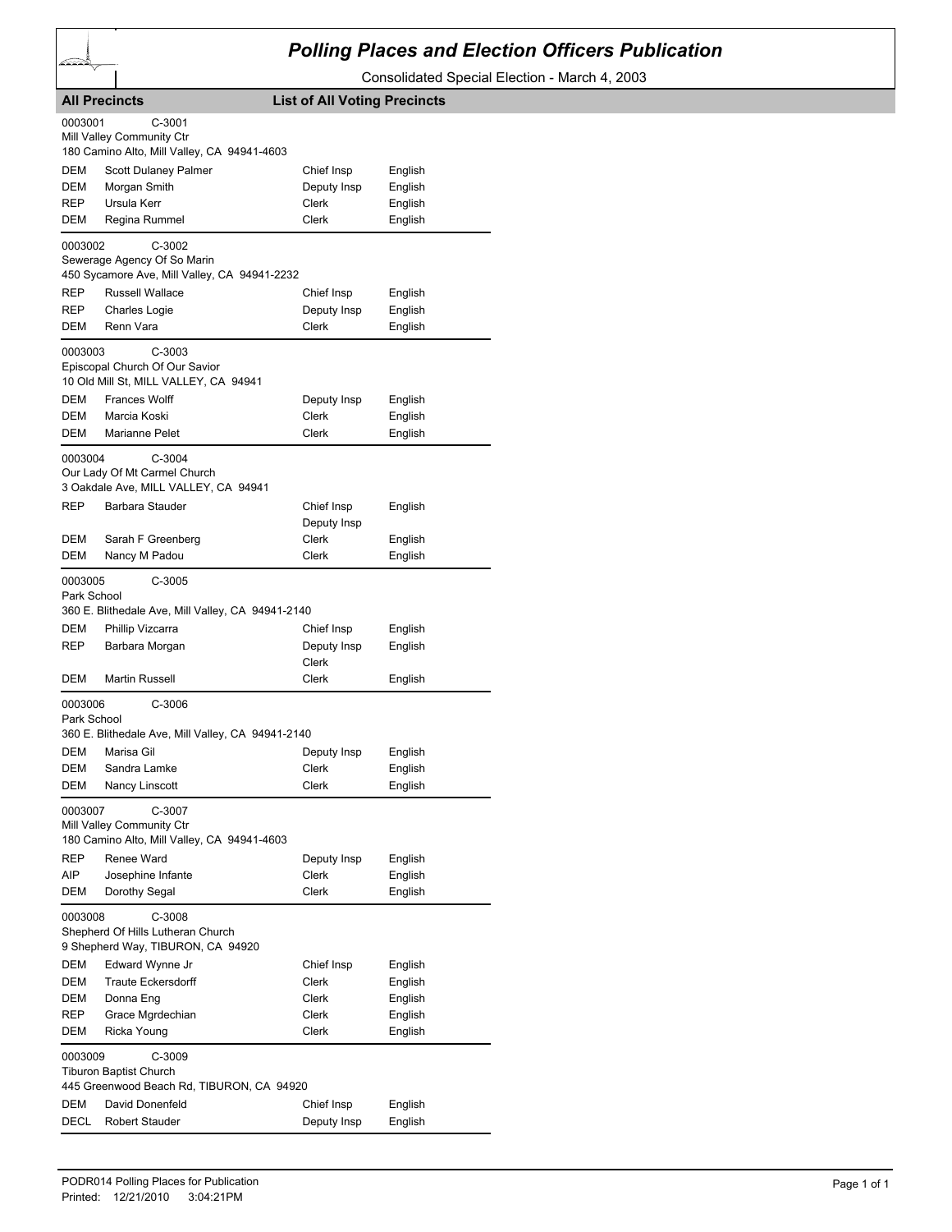# Polling Places and Election Officers Publication

Consolidated Special Election - March 4, 2003

**All Precincts** | **List of All Voting Precincts**

0003001 C-3001
Mill Valley Community Ctr
180 Camino Alto, Mill Valley, CA 94941-4603

| | | | |
|---|---|---|---|
| DEM | Scott Dulaney Palmer | Chief Insp | English |
| DEM | Morgan Smith | Deputy Insp | English |
| REP | Ursula Kerr | Clerk | English |
| DEM | Regina Rummel | Clerk | English |

0003002 C-3002
Sewerage Agency Of So Marin
450 Sycamore Ave, Mill Valley, CA 94941-2232

| | | | |
|---|---|---|---|
| REP | Russell Wallace | Chief Insp | English |
| REP | Charles Logie | Deputy Insp | English |
| DEM | Renn Vara | Clerk | English |

0003003 C-3003
Episcopal Church Of Our Savior
10 Old Mill St, MILL VALLEY, CA 94941

| | | | |
|---|---|---|---|
| DEM | Frances Wolff | Deputy Insp | English |
| DEM | Marcia Koski | Clerk | English |
| DEM | Marianne Pelet | Clerk | English |

0003004 C-3004
Our Lady Of Mt Carmel Church
3 Oakdale Ave, MILL VALLEY, CA 94941

| | | | |
|---|---|---|---|
| REP | Barbara Stauder | Chief Insp | English |
| | | Deputy Insp | |
| DEM | Sarah F Greenberg | Clerk | English |
| DEM | Nancy M Padou | Clerk | English |

0003005 C-3005
Park School
360 E. Blithedale Ave, Mill Valley, CA 94941-2140

| | | | |
|---|---|---|---|
| DEM | Phillip Vizcarra | Chief Insp | English |
| REP | Barbara Morgan | Deputy Insp | English |
| | | Clerk | |
| DEM | Martin Russell | Clerk | English |

0003006 C-3006
Park School
360 E. Blithedale Ave, Mill Valley, CA 94941-2140

| | | | |
|---|---|---|---|
| DEM | Marisa Gil | Deputy Insp | English |
| DEM | Sandra Lamke | Clerk | English |
| DEM | Nancy Linscott | Clerk | English |

0003007 C-3007
Mill Valley Community Ctr
180 Camino Alto, Mill Valley, CA 94941-4603

| | | | |
|---|---|---|---|
| REP | Renee Ward | Deputy Insp | English |
| AIP | Josephine Infante | Clerk | English |
| DEM | Dorothy Segal | Clerk | English |

0003008 C-3008
Shepherd Of Hills Lutheran Church
9 Shepherd Way, TIBURON, CA 94920

| | | | |
|---|---|---|---|
| DEM | Edward Wynne Jr | Chief Insp | English |
| DEM | Traute Eckersdorff | Clerk | English |
| DEM | Donna Eng | Clerk | English |
| REP | Grace Mgrdechian | Clerk | English |
| DEM | Ricka Young | Clerk | English |

0003009 C-3009
Tiburon Baptist Church
445 Greenwood Beach Rd, TIBURON, CA 94920

| | | | |
|---|---|---|---|
| DEM | David Donenfeld | Chief Insp | English |
| DECL | Robert Stauder | Deputy Insp | English |

PODR014 Polling Places for Publication
Printed: 12/21/2010 3:04:21PM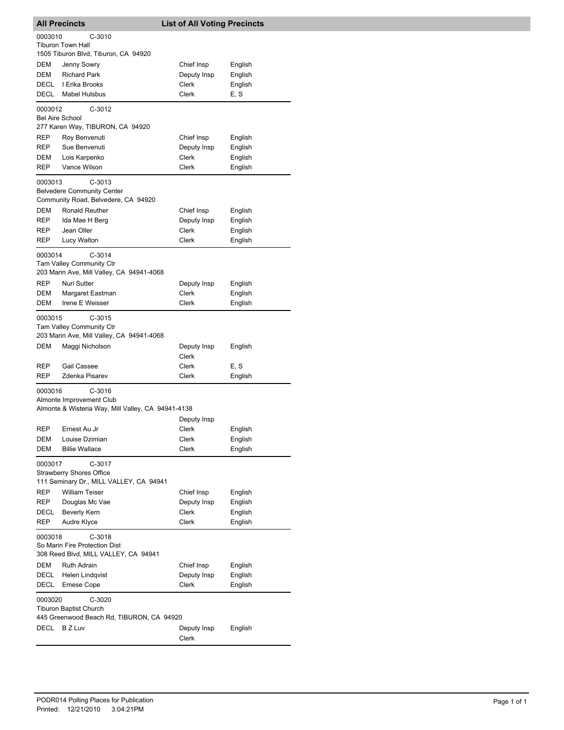## All Precincts — List of All Voting Precincts

**0003010 C-3010**
Tiburon Town Hall
1505 Tiburon Blvd, Tiburon, CA 94920

| Party | Name | Position | Language |
|---|---|---|---|
| DEM | Jenny Sowry | Chief Insp | English |
| DEM | Richard Park | Deputy Insp | English |
| DECL | I Erika Brooks | Clerk | English |
| DECL | Mabel Hulsbus | Clerk | E, S |

**0003012 C-3012**
Bel Aire School
277 Karen Way, TIBURON, CA 94920

| Party | Name | Position | Language |
|---|---|---|---|
| REP | Roy Benvenuti | Chief Insp | English |
| REP | Sue Benvenuti | Deputy Insp | English |
| DEM | Lois Karpenko | Clerk | English |
| REP | Vance Wilson | Clerk | English |

**0003013 C-3013**
Belvedere Community Center
Community Road, Belvedere, CA 94920

| Party | Name | Position | Language |
|---|---|---|---|
| DEM | Ronald Reuther | Chief Insp | English |
| REP | Ida Mae H Berg | Deputy Insp | English |
| REP | Jean Oller | Clerk | English |
| REP | Lucy Walton | Clerk | English |

**0003014 C-3014**
Tam Valley Community Ctr
203 Marin Ave, Mill Valley, CA 94941-4068

| Party | Name | Position | Language |
|---|---|---|---|
| REP | Nuri Sutter | Deputy Insp | English |
| DEM | Margaret Eastman | Clerk | English |
| DEM | Irene E Weisser | Clerk | English |

**0003015 C-3015**
Tam Valley Community Ctr
203 Marin Ave, Mill Valley, CA 94941-4068

| Party | Name | Position | Language |
|---|---|---|---|
| DEM | Maggi Nicholson | Deputy Insp | English |
| | | Clerk | |
| REP | Gail Cassee | Clerk | E, S |
| REP | Zdenka Pisarev | Clerk | English |

**0003016 C-3016**
Almonte Improvement Club
Almonte & Wisteria Way, Mill Valley, CA 94941-4138

| Party | Name | Position | Language |
|---|---|---|---|
| | | Deputy Insp | |
| REP | Ernest Au Jr | Clerk | English |
| DEM | Louise Dzimian | Clerk | English |
| DEM | Billie Wallace | Clerk | English |

**0003017 C-3017**
Strawberry Shores Office
111 Seminary Dr., MILL VALLEY, CA 94941

| Party | Name | Position | Language |
|---|---|---|---|
| REP | William Teiser | Chief Insp | English |
| REP | Douglas Mc Vae | Deputy Insp | English |
| DECL | Beverly Kern | Clerk | English |
| REP | Audre Klyce | Clerk | English |

**0003018 C-3018**
So Marin Fire Protection Dist
308 Reed Blvd, MILL VALLEY, CA 94941

| Party | Name | Position | Language |
|---|---|---|---|
| DEM | Ruth Adrain | Chief Insp | English |
| DECL | Helen Lindqvist | Deputy Insp | English |
| DECL | Emese Cope | Clerk | English |

**0003020 C-3020**
Tiburon Baptist Church
445 Greenwood Beach Rd, TIBURON, CA 94920

| Party | Name | Position | Language |
|---|---|---|---|
| DECL | B Z Luv | Deputy Insp | English |
| | | Clerk | |

PODR014 Polling Places for Publication
Printed: 12/21/2010 3:04:21PM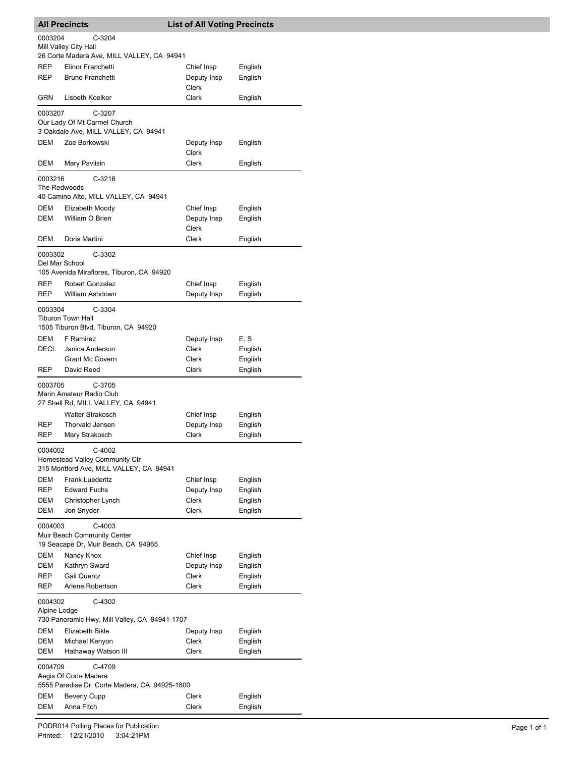## All Precincts — List of All Voting Precincts

**0003204 C-3204**
Mill Valley City Hall
26 Corte Madera Ave, MILL VALLEY, CA 94941

| Party | Name | Position | Language |
|---|---|---|---|
| REP | Elinor Franchetti | Chief Insp | English |
| REP | Bruno Franchetti | Deputy Insp<br>Clerk | English |
| GRN | Lisbeth Koelker | Clerk | English |

**0003207 C-3207**
Our Lady Of Mt Carmel Church
3 Oakdale Ave, MILL VALLEY, CA 94941

| Party | Name | Position | Language |
|---|---|---|---|
| DEM | Zoe Borkowski | Deputy Insp<br>Clerk | English |
| DEM | Mary Pavlisin | Clerk | English |

**0003216 C-3216**
The Redwoods
40 Camino Alto, MILL VALLEY, CA 94941

| Party | Name | Position | Language |
|---|---|---|---|
| DEM | Elizabeth Moody | Chief Insp | English |
| DEM | William O Brien | Deputy Insp<br>Clerk | English |
| DEM | Doris Martini | Clerk | English |

**0003302 C-3302**
Del Mar School
105 Avenida Miraflores, Tiburon, CA 94920

| Party | Name | Position | Language |
|---|---|---|---|
| REP | Robert Gonzalez | Chief Insp | English |
| REP | William Ashdown | Deputy Insp | English |

**0003304 C-3304**
Tiburon Town Hall
1505 Tiburon Blvd, Tiburon, CA 94920

| Party | Name | Position | Language |
|---|---|---|---|
| DEM | F Ramirez | Deputy Insp | E, S |
| DECL | Janica Anderson | Clerk | English |
| | Grant Mc Govern | Clerk | English |
| REP | David Reed | Clerk | English |

**0003705 C-3705**
Marin Amateur Radio Club
27 Shell Rd, MILL VALLEY, CA 94941

| Party | Name | Position | Language |
|---|---|---|---|
| | Walter Strakosch | Chief Insp | English |
| REP | Thorvald Jensen | Deputy Insp | English |
| REP | Mary Strakosch | Clerk | English |

**0004002 C-4002**
Homestead Valley Community Ctr
315 Montford Ave, MILL VALLEY, CA 94941

| Party | Name | Position | Language |
|---|---|---|---|
| DEM | Frank Luederitz | Chief Insp | English |
| REP | Edward Fuchs | Deputy Insp | English |
| DEM | Christopher Lynch | Clerk | English |
| DEM | Jon Snyder | Clerk | English |

**0004003 C-4003**
Muir Beach Community Center
19 Seacape Dr, Muir Beach, CA 94965

| Party | Name | Position | Language |
|---|---|---|---|
| DEM | Nancy Knox | Chief Insp | English |
| DEM | Kathryn Sward | Deputy Insp | English |
| REP | Gail Quentz | Clerk | English |
| REP | Arlene Robertson | Clerk | English |

**0004302 C-4302**
Alpine Lodge
730 Panoramic Hwy, Mill Valley, CA 94941-1707

| Party | Name | Position | Language |
|---|---|---|---|
| DEM | Elizabeth Bikle | Deputy Insp | English |
| DEM | Michael Kenyon | Clerk | English |
| DEM | Hathaway Watson III | Clerk | English |

**0004709 C-4709**
Aegis Of Corte Madera
5555 Paradise Dr, Corte Madera, CA 94925-1800

| Party | Name | Position | Language |
|---|---|---|---|
| DEM | Beverly Cupp | Clerk | English |
| DEM | Anna Fitch | Clerk | English |

PODR014 Polling Places for Publication
Printed: 12/21/2010 3:04:21PM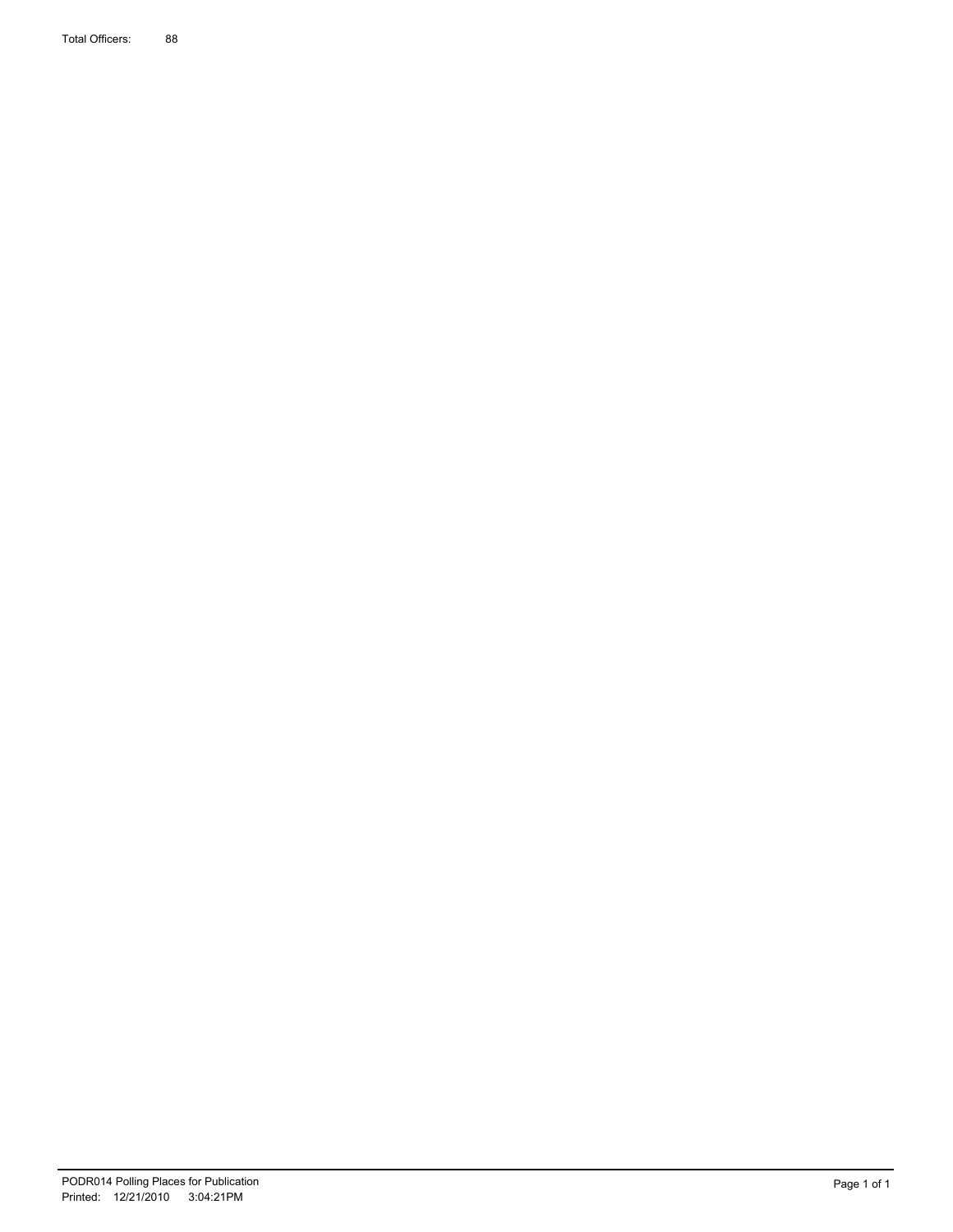Total Officers: 88